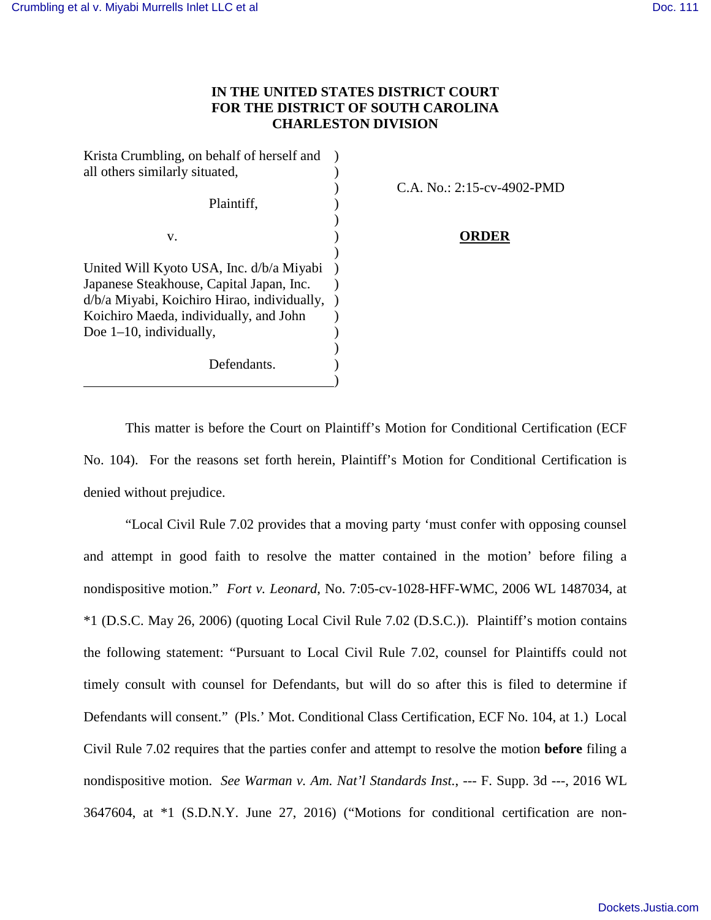**IN THE UNITED STATES DISTRICT COURT**
**FOR THE DISTRICT OF SOUTH CAROLINA**
**CHARLESTON DIVISION**

| | | |
|---|---|---|
| Krista Crumbling, on behalf of herself and all others similarly situated, | ) | C.A. No.: 2:15-cv-4902-PMD |
| Plaintiff, | ) | |
| v. | ) | **ORDER** |
| United Will Kyoto USA, Inc. d/b/a Miyabi Japanese Steakhouse, Capital Japan, Inc. d/b/a Miyabi, Koichiro Hirao, individually, Koichiro Maeda, individually, and John Doe 1–10, individually, | ) | |
| Defendants. | ) | |

This matter is before the Court on Plaintiff's Motion for Conditional Certification (ECF No. 104). For the reasons set forth herein, Plaintiff's Motion for Conditional Certification is denied without prejudice.

"Local Civil Rule 7.02 provides that a moving party 'must confer with opposing counsel and attempt in good faith to resolve the matter contained in the motion' before filing a nondispositive motion." *Fort v. Leonard*, No. 7:05-cv-1028-HFF-WMC, 2006 WL 1487034, at *1 (D.S.C. May 26, 2006) (quoting Local Civil Rule 7.02 (D.S.C.)). Plaintiff's motion contains the following statement: "Pursuant to Local Civil Rule 7.02, counsel for Plaintiffs could not timely consult with counsel for Defendants, but will do so after this is filed to determine if Defendants will consent." (Pls.' Mot. Conditional Class Certification, ECF No. 104, at 1.) Local Civil Rule 7.02 requires that the parties confer and attempt to resolve the motion **before** filing a nondispositive motion. *See Warman v. Am. Nat'l Standards Inst.*, --- F. Supp. 3d ---, 2016 WL 3647604, at *1 (S.D.N.Y. June 27, 2016) ("Motions for conditional certification are non-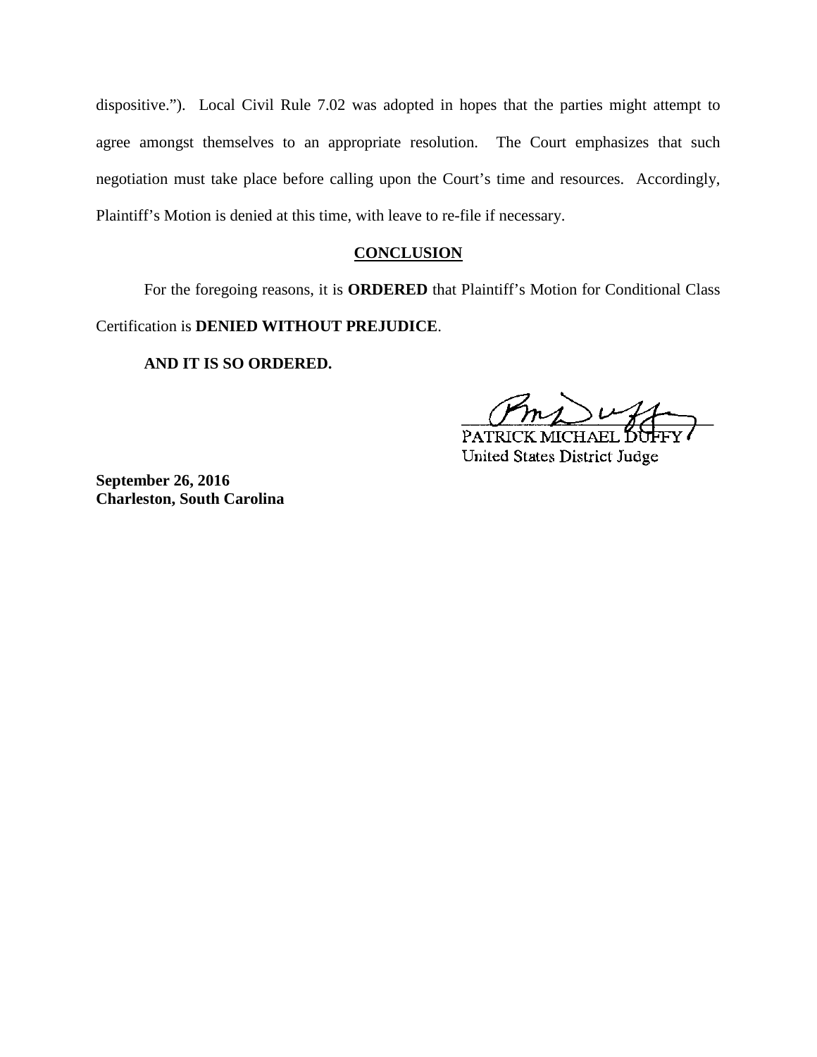dispositive."). Local Civil Rule 7.02 was adopted in hopes that the parties might attempt to agree amongst themselves to an appropriate resolution. The Court emphasizes that such negotiation must take place before calling upon the Court's time and resources. Accordingly, Plaintiff's Motion is denied at this time, with leave to re-file if necessary.

## CONCLUSION

For the foregoing reasons, it is **ORDERED** that Plaintiff's Motion for Conditional Class Certification is **DENIED WITHOUT PREJUDICE**.

**AND IT IS SO ORDERED.**

PATRICK MICHAEL DUFFY
United States District Judge

**September 26, 2016**
**Charleston, South Carolina**